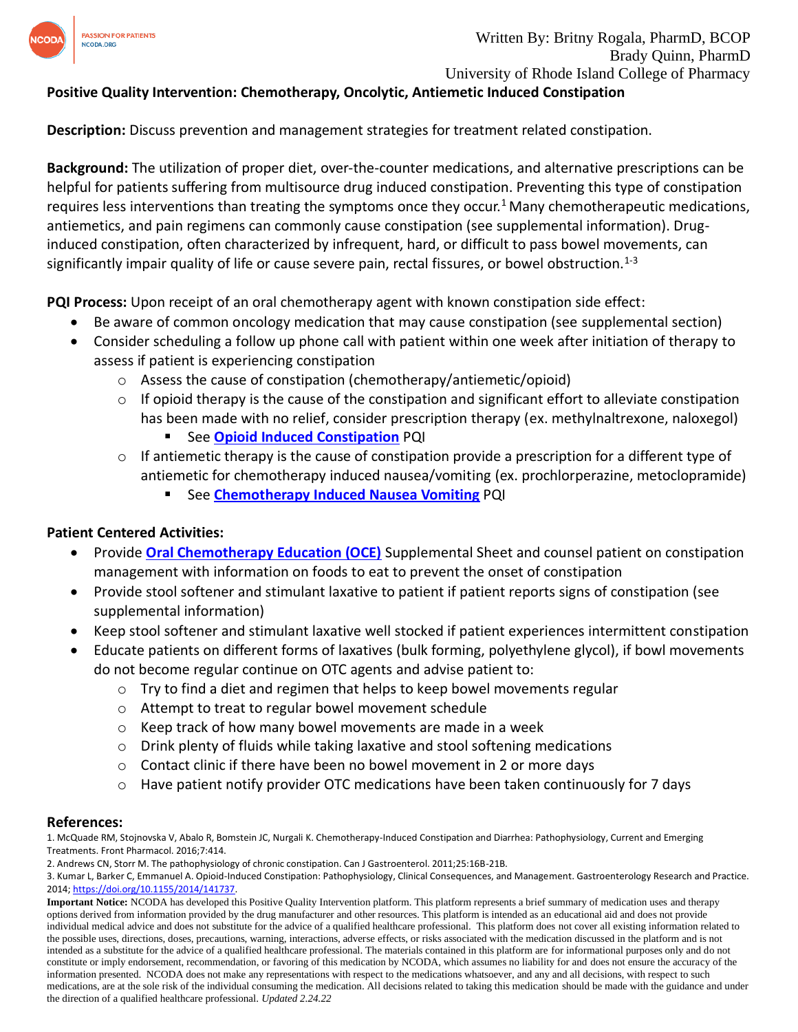Written By: Britny Rogala, PharmD, BCOP
Brady Quinn, PharmD
University of Rhode Island College of Pharmacy

**Positive Quality Intervention: Chemotherapy, Oncolytic, Antiemetic Induced Constipation**

**Description:** Discuss prevention and management strategies for treatment related constipation.

**Background:** The utilization of proper diet, over-the-counter medications, and alternative prescriptions can be helpful for patients suffering from multisource drug induced constipation. Preventing this type of constipation requires less interventions than treating the symptoms once they occur.[1] Many chemotherapeutic medications, antiemetics, and pain regimens can commonly cause constipation (see supplemental information). Drug-induced constipation, often characterized by infrequent, hard, or difficult to pass bowel movements, can significantly impair quality of life or cause severe pain, rectal fissures, or bowel obstruction.[1-3]

**PQI Process:** Upon receipt of an oral chemotherapy agent with known constipation side effect:

- Be aware of common oncology medication that may cause constipation (see supplemental section)
- Consider scheduling a follow up phone call with patient within one week after initiation of therapy to assess if patient is experiencing constipation
  - Assess the cause of constipation (chemotherapy/antiemetic/opioid)
  - If opioid therapy is the cause of the constipation and significant effort to alleviate constipation has been made with no relief, consider prescription therapy (ex. methylnaltrexone, naloxegol)
    - See **Opioid Induced Constipation** PQI
  - If antiemetic therapy is the cause of constipation provide a prescription for a different type of antiemetic for chemotherapy induced nausea/vomiting (ex. prochlorperazine, metoclopramide)
    - See **Chemotherapy Induced Nausea Vomiting** PQI

**Patient Centered Activities:**

- Provide **Oral Chemotherapy Education (OCE)** Supplemental Sheet and counsel patient on constipation management with information on foods to eat to prevent the onset of constipation
- Provide stool softener and stimulant laxative to patient if patient reports signs of constipation (see supplemental information)
- Keep stool softener and stimulant laxative well stocked if patient experiences intermittent constipation
- Educate patients on different forms of laxatives (bulk forming, polyethylene glycol), if bowl movements do not become regular continue on OTC agents and advise patient to:
  - Try to find a diet and regimen that helps to keep bowel movements regular
  - Attempt to treat to regular bowel movement schedule
  - Keep track of how many bowel movements are made in a week
  - Drink plenty of fluids while taking laxative and stool softening medications
  - Contact clinic if there have been no bowel movement in 2 or more days
  - Have patient notify provider OTC medications have been taken continuously for 7 days

**References:**

1. McQuade RM, Stojnovska V, Abalo R, Bornstein JC, Nurgali K. Chemotherapy-Induced Constipation and Diarrhea: Pathophysiology, Current and Emerging Treatments. Front Pharmacol. 2016;7:414.
2. Andrews CN, Storr M. The pathophysiology of chronic constipation. Can J Gastroenterol. 2011;25:16B-21B.
3. Kumar L, Barker C, Emmanuel A. Opioid-Induced Constipation: Pathophysiology, Clinical Consequences, and Management. Gastroenterology Research and Practice. 2014; https://doi.org/10.1155/2014/141737.

**Important Notice:** NCODA has developed this Positive Quality Intervention platform. This platform represents a brief summary of medication uses and therapy options derived from information provided by the drug manufacturer and other resources. This platform is intended as an educational aid and does not provide individual medical advice and does not substitute for the advice of a qualified healthcare professional. This platform does not cover all existing information related to the possible uses, directions, doses, precautions, warning, interactions, adverse effects, or risks associated with the medication discussed in the platform and is not intended as a substitute for the advice of a qualified healthcare professional. The materials contained in this platform are for informational purposes only and do not constitute or imply endorsement, recommendation, or favoring of this medication by NCODA, which assumes no liability for and does not ensure the accuracy of the information presented. NCODA does not make any representations with respect to the medications whatsoever, and any and all decisions, with respect to such medications, are at the sole risk of the individual consuming the medication. All decisions related to taking this medication should be made with the guidance and under the direction of a qualified healthcare professional. *Updated 2.24.22*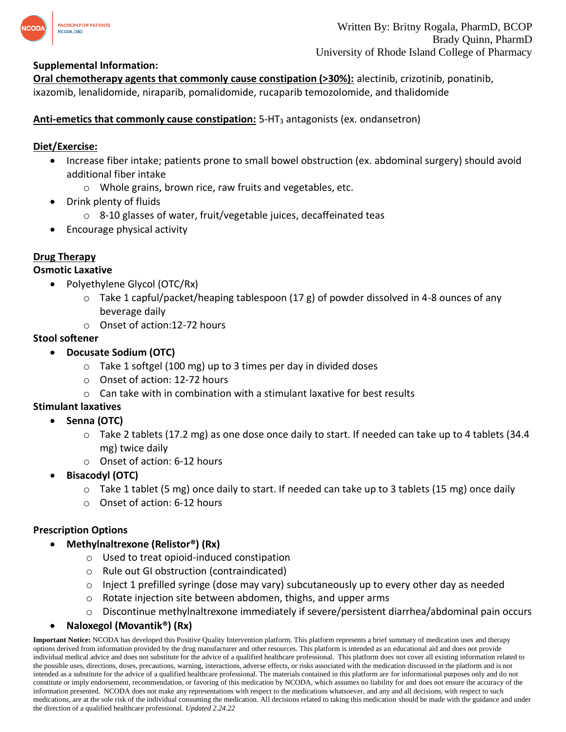**Supplemental Information:**

**Oral chemotherapy agents that commonly cause constipation (>30%):** alectinib, crizotinib, ponatinib, ixazomib, lenalidomide, niraparib, pomalidomide, rucaparib temozolomide, and thalidomide

**Anti-emetics that commonly cause constipation:** 5-$HT_3$ antagonists (ex. ondansetron)

**Diet/Exercise:**

- Increase fiber intake; patients prone to small bowel obstruction (ex. abdominal surgery) should avoid additional fiber intake
  - Whole grains, brown rice, raw fruits and vegetables, etc.
- Drink plenty of fluids
  - 8-10 glasses of water, fruit/vegetable juices, decaffeinated teas
- Encourage physical activity

**Drug Therapy**

**Osmotic Laxative**

- Polyethylene Glycol (OTC/Rx)
  - Take 1 capful/packet/heaping tablespoon (17 g) of powder dissolved in 4-8 ounces of any beverage daily
  - Onset of action:12-72 hours

**Stool softener**

- **Docusate Sodium (OTC)**
  - Take 1 softgel (100 mg) up to 3 times per day in divided doses
  - Onset of action: 12-72 hours
  - Can take with in combination with a stimulant laxative for best results

**Stimulant laxatives**

- **Senna (OTC)**
  - Take 2 tablets (17.2 mg) as one dose once daily to start. If needed can take up to 4 tablets (34.4 mg) twice daily
  - Onset of action: 6-12 hours
- **Bisacodyl (OTC)**
  - Take 1 tablet (5 mg) once daily to start. If needed can take up to 3 tablets (15 mg) once daily
  - Onset of action: 6-12 hours

**Prescription Options**

- **Methylnaltrexone (Relistor®) (Rx)**
  - Used to treat opioid-induced constipation
  - Rule out GI obstruction (contraindicated)
  - Inject 1 prefilled syringe (dose may vary) subcutaneously up to every other day as needed
  - Rotate injection site between abdomen, thighs, and upper arms
  - Discontinue methylnaltrexone immediately if severe/persistent diarrhea/abdominal pain occurs
- **Naloxegol (Movantik®) (Rx)**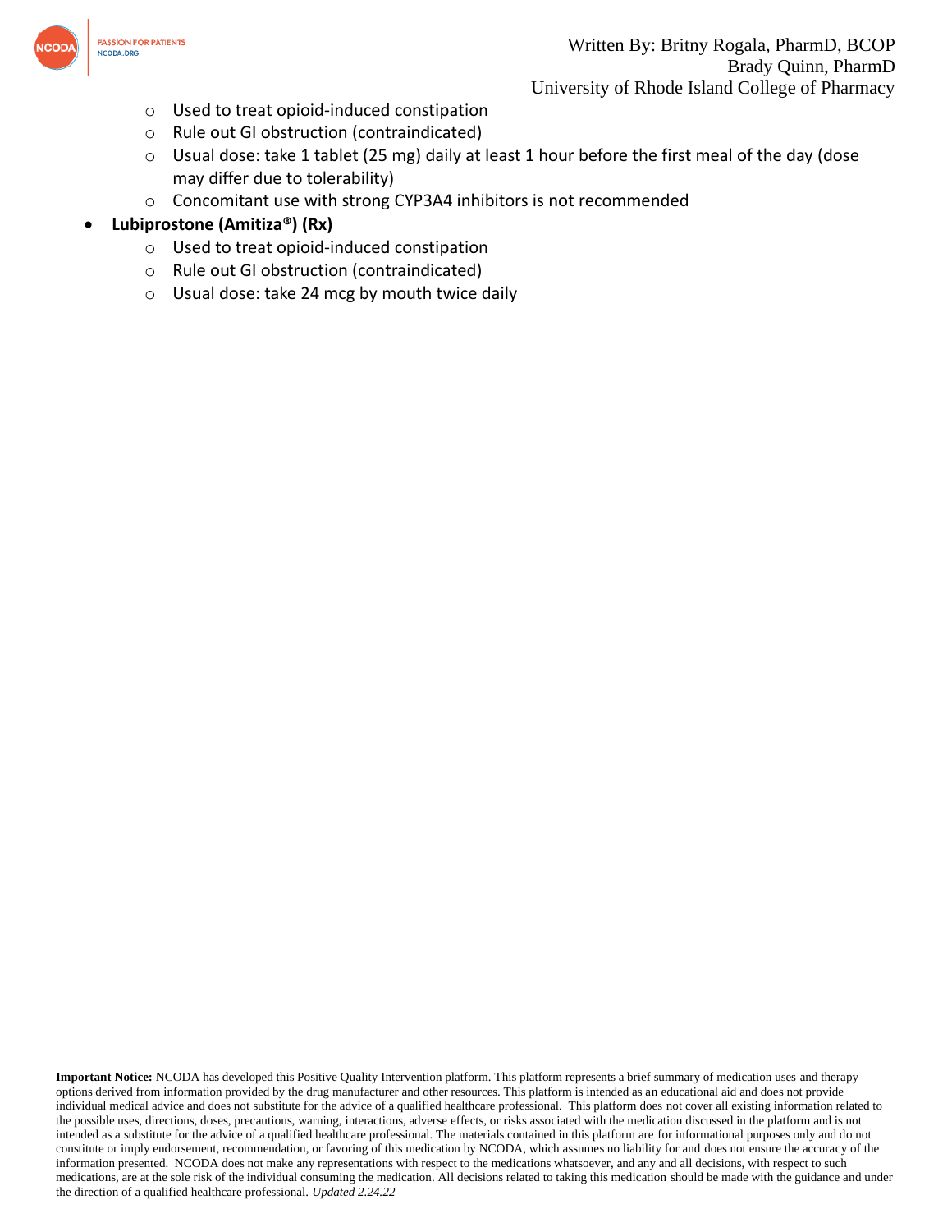Written By: Britny Rogala, PharmD, BCOP
Brady Quinn, PharmD
University of Rhode Island College of Pharmacy

- Used to treat opioid-induced constipation
- Rule out GI obstruction (contraindicated)
- Usual dose: take 1 tablet (25 mg) daily at least 1 hour before the first meal of the day (dose may differ due to tolerability)
- Concomitant use with strong CYP3A4 inhibitors is not recommended

- **Lubiprostone (Amitiza®) (Rx)**
  - Used to treat opioid-induced constipation
  - Rule out GI obstruction (contraindicated)
  - Usual dose: take 24 mcg by mouth twice daily

**Important Notice:** NCODA has developed this Positive Quality Intervention platform. This platform represents a brief summary of medication uses and therapy options derived from information provided by the drug manufacturer and other resources. This platform is intended as an educational aid and does not provide individual medical advice and does not substitute for the advice of a qualified healthcare professional. This platform does not cover all existing information related to the possible uses, directions, doses, precautions, warning, interactions, adverse effects, or risks associated with the medication discussed in the platform and is not intended as a substitute for the advice of a qualified healthcare professional. The materials contained in this platform are for informational purposes only and do not constitute or imply endorsement, recommendation, or favoring of this medication by NCODA, which assumes no liability for and does not ensure the accuracy of the information presented. NCODA does not make any representations with respect to the medications whatsoever, and any and all decisions, with respect to such medications, are at the sole risk of the individual consuming the medication. All decisions related to taking this medication should be made with the guidance and under the direction of a qualified healthcare professional. *Updated 2.24.22*